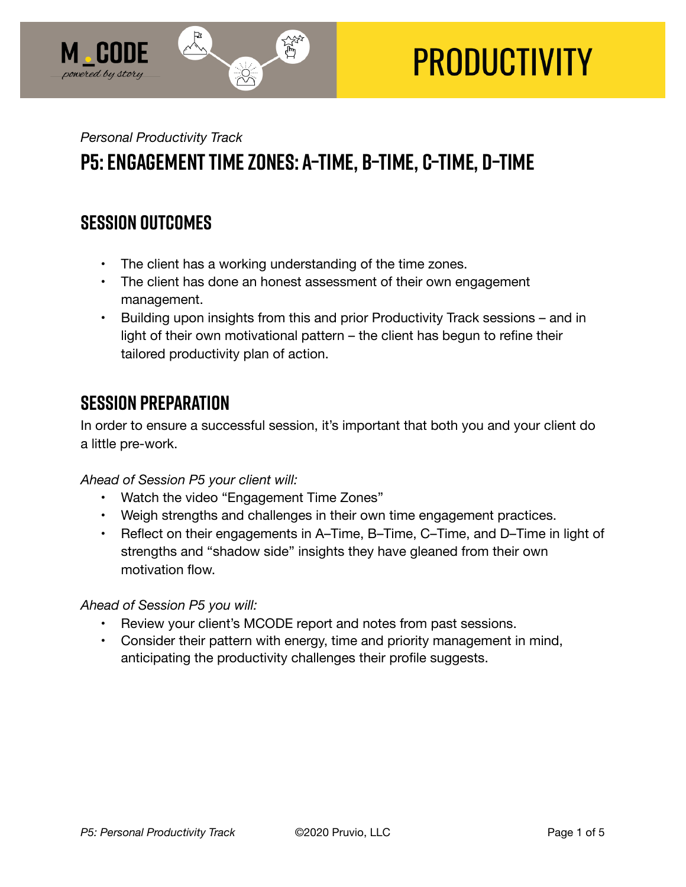M CODE
*powered by story*

# PRODUCTIVITY

*Personal Productivity Track*

## P5: ENGAGEMENT TIME ZONES: A–TIME, B–TIME, C–TIME, D–TIME

### SESSION OUTCOMES

- The client has a working understanding of the time zones.
- The client has done an honest assessment of their own engagement management.
- Building upon insights from this and prior Productivity Track sessions – and in light of their own motivational pattern – the client has begun to refine their tailored productivity plan of action.

### SESSION PREPARATION

In order to ensure a successful session, it's important that both you and your client do a little pre-work.

*Ahead of Session P5 your client will:*

- Watch the video "Engagement Time Zones"
- Weigh strengths and challenges in their own time engagement practices.
- Reflect on their engagements in A–Time, B–Time, C–Time, and D–Time in light of strengths and "shadow side" insights they have gleaned from their own motivation flow.

*Ahead of Session P5 you will:*

- Review your client's MCODE report and notes from past sessions.
- Consider their pattern with energy, time and priority management in mind, anticipating the productivity challenges their profile suggests.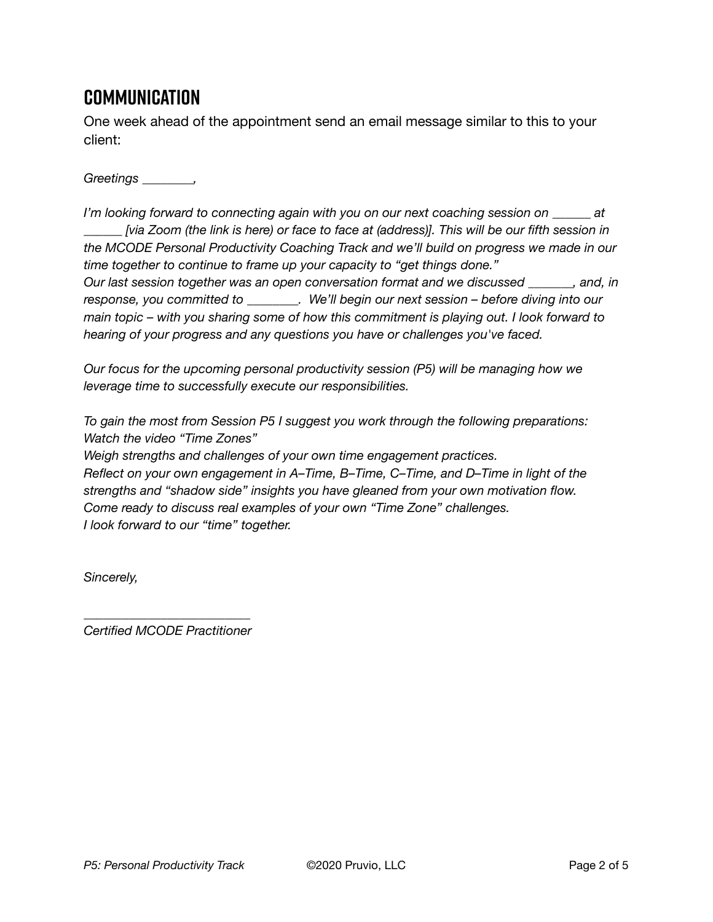## COMMUNICATION

One week ahead of the appointment send an email message similar to this to your client:

*Greetings ________,*

*I'm looking forward to connecting again with you on our next coaching session on ______ at ______ [via Zoom (the link is here) or face to face at (address)]. This will be our fifth session in the MCODE Personal Productivity Coaching Track and we'll build on progress we made in our time together to continue to frame up your capacity to "get things done."*
*Our last session together was an open conversation format and we discussed _______, and, in response, you committed to ________. We'll begin our next session – before diving into our main topic – with you sharing some of how this commitment is playing out. I look forward to hearing of your progress and any questions you have or challenges you've faced.*

*Our focus for the upcoming personal productivity session (P5) will be managing how we leverage time to successfully execute our responsibilities.*

*To gain the most from Session P5 I suggest you work through the following preparations:*
*Watch the video "Time Zones"*
*Weigh strengths and challenges of your own time engagement practices.*
*Reflect on your own engagement in A–Time, B–Time, C–Time, and D–Time in light of the strengths and "shadow side" insights you have gleaned from your own motivation flow.*
*Come ready to discuss real examples of your own "Time Zone" challenges.*
*I look forward to our "time" together.*

*Sincerely,*

*_________________________*
*Certified MCODE Practitioner*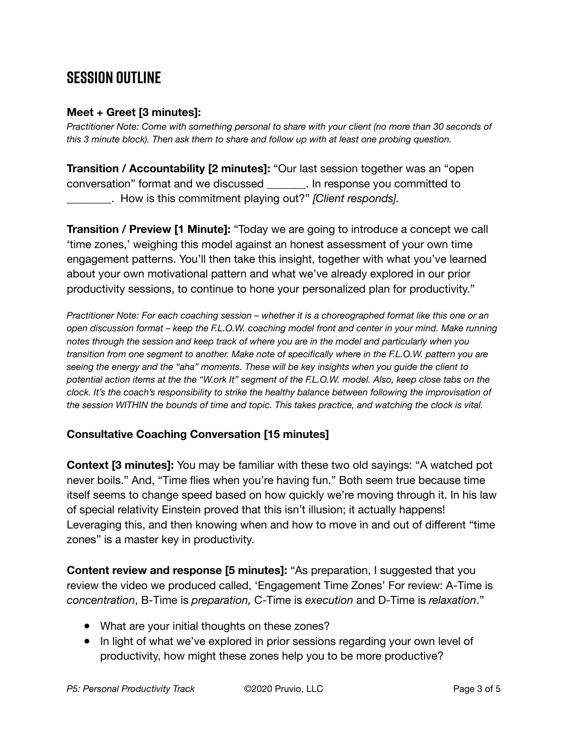## SESSION OUTLINE

**Meet + Greet [3 minutes]:**
*Practitioner Note: Come with something personal to share with your client (no more than 30 seconds of this 3 minute block). Then ask them to share and follow up with at least one probing question.*

**Transition / Accountability [2 minutes]:** "Our last session together was an "open conversation" format and we discussed _______. In response you committed to ________. How is this commitment playing out?" *[Client responds].*

**Transition / Preview [1 Minute]:** "Today we are going to introduce a concept we call 'time zones,' weighing this model against an honest assessment of your own time engagement patterns. You'll then take this insight, together with what you've learned about your own motivational pattern and what we've already explored in our prior productivity sessions, to continue to hone your personalized plan for productivity."

*Practitioner Note: For each coaching session – whether it is a choreographed format like this one or an open discussion format – keep the F.L.O.W. coaching model front and center in your mind. Make running notes through the session and keep track of where you are in the model and particularly when you transition from one segment to another. Make note of specifically where in the F.L.O.W. pattern you are seeing the energy and the "aha" moments. These will be key insights when you guide the client to potential action items at the the "W.ork It" segment of the F.L.O.W. model. Also, keep close tabs on the clock. It's the coach's responsibility to strike the healthy balance between following the improvisation of the session WITHIN the bounds of time and topic. This takes practice, and watching the clock is vital.*

### Consultative Coaching Conversation [15 minutes]

**Context [3 minutes]:** You may be familiar with these two old sayings: "A watched pot never boils." And, "Time flies when you're having fun." Both seem true because time itself seems to change speed based on how quickly we're moving through it. In his law of special relativity Einstein proved that this isn't illusion; it actually happens! Leveraging this, and then knowing when and how to move in and out of different "time zones" is a master key in productivity.

**Content review and response [5 minutes]:** "As preparation, I suggested that you review the video we produced called, 'Engagement Time Zones' For review: A-Time is *concentration*, B-Time is *preparation,* C-Time is *execution* and D-Time is *relaxation*."

- What are your initial thoughts on these zones?
- In light of what we've explored in prior sessions regarding your own level of productivity, how might these zones help you to be more productive?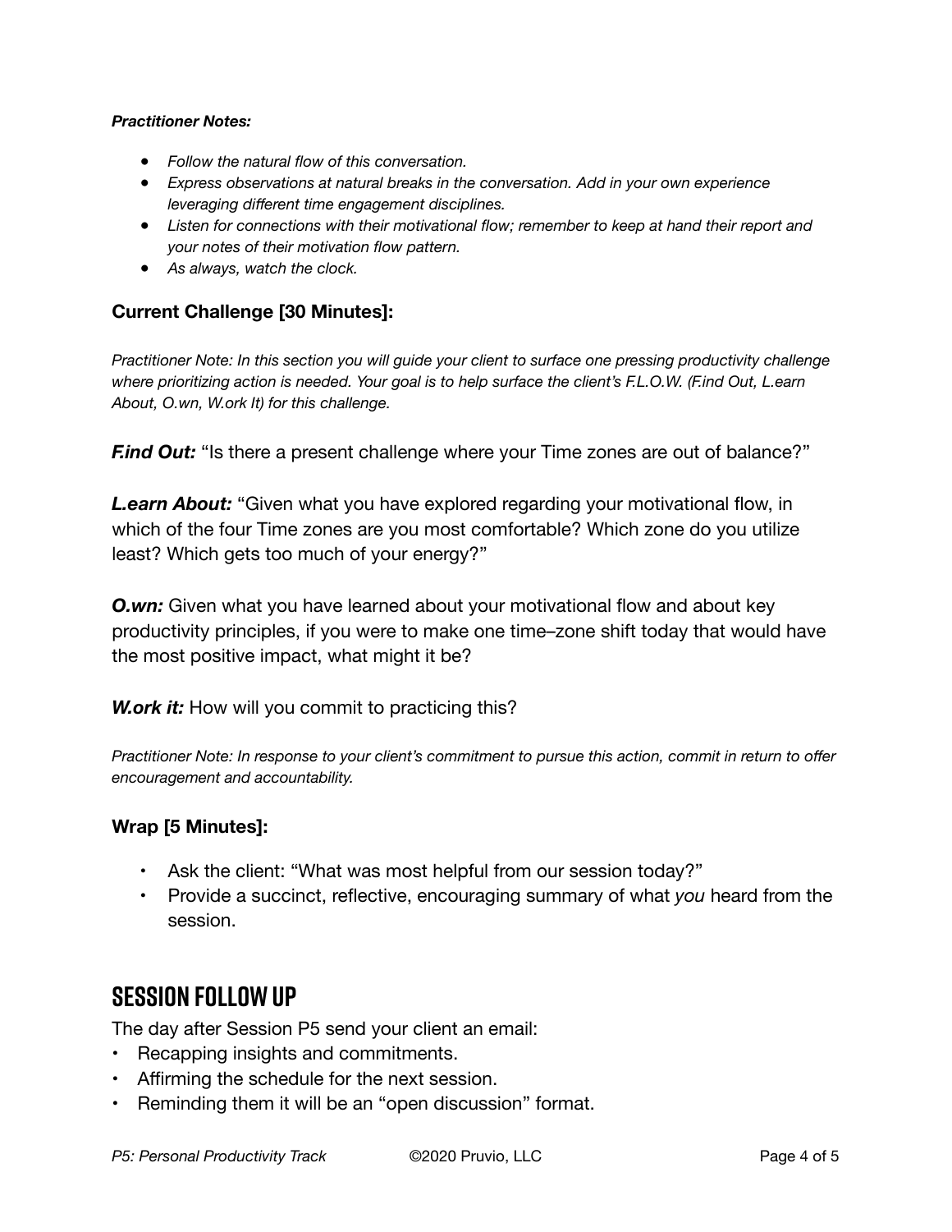***Practitioner Notes:***

- *Follow the natural flow of this conversation.*
- *Express observations at natural breaks in the conversation. Add in your own experience leveraging different time engagement disciplines.*
- *Listen for connections with their motivational flow; remember to keep at hand their report and your notes of their motivation flow pattern.*
- *As always, watch the clock.*

**Current Challenge [30 Minutes]:**

*Practitioner Note: In this section you will guide your client to surface one pressing productivity challenge where prioritizing action is needed. Your goal is to help surface the client's F.L.O.W. (F.ind Out, L.earn About, O.wn, W.ork It) for this challenge.*

***F.ind Out:*** "Is there a present challenge where your Time zones are out of balance?"

***L.earn About:*** "Given what you have explored regarding your motivational flow, in which of the four Time zones are you most comfortable? Which zone do you utilize least? Which gets too much of your energy?"

***O.wn:*** Given what you have learned about your motivational flow and about key productivity principles, if you were to make one time–zone shift today that would have the most positive impact, what might it be?

***W.ork it:*** How will you commit to practicing this?

*Practitioner Note: In response to your client's commitment to pursue this action, commit in return to offer encouragement and accountability.*

**Wrap [5 Minutes]:**

- Ask the client: "What was most helpful from our session today?"
- Provide a succinct, reflective, encouraging summary of what *you* heard from the session.

## SESSION FOLLOW UP

The day after Session P5 send your client an email:

- Recapping insights and commitments.
- Affirming the schedule for the next session.
- Reminding them it will be an "open discussion" format.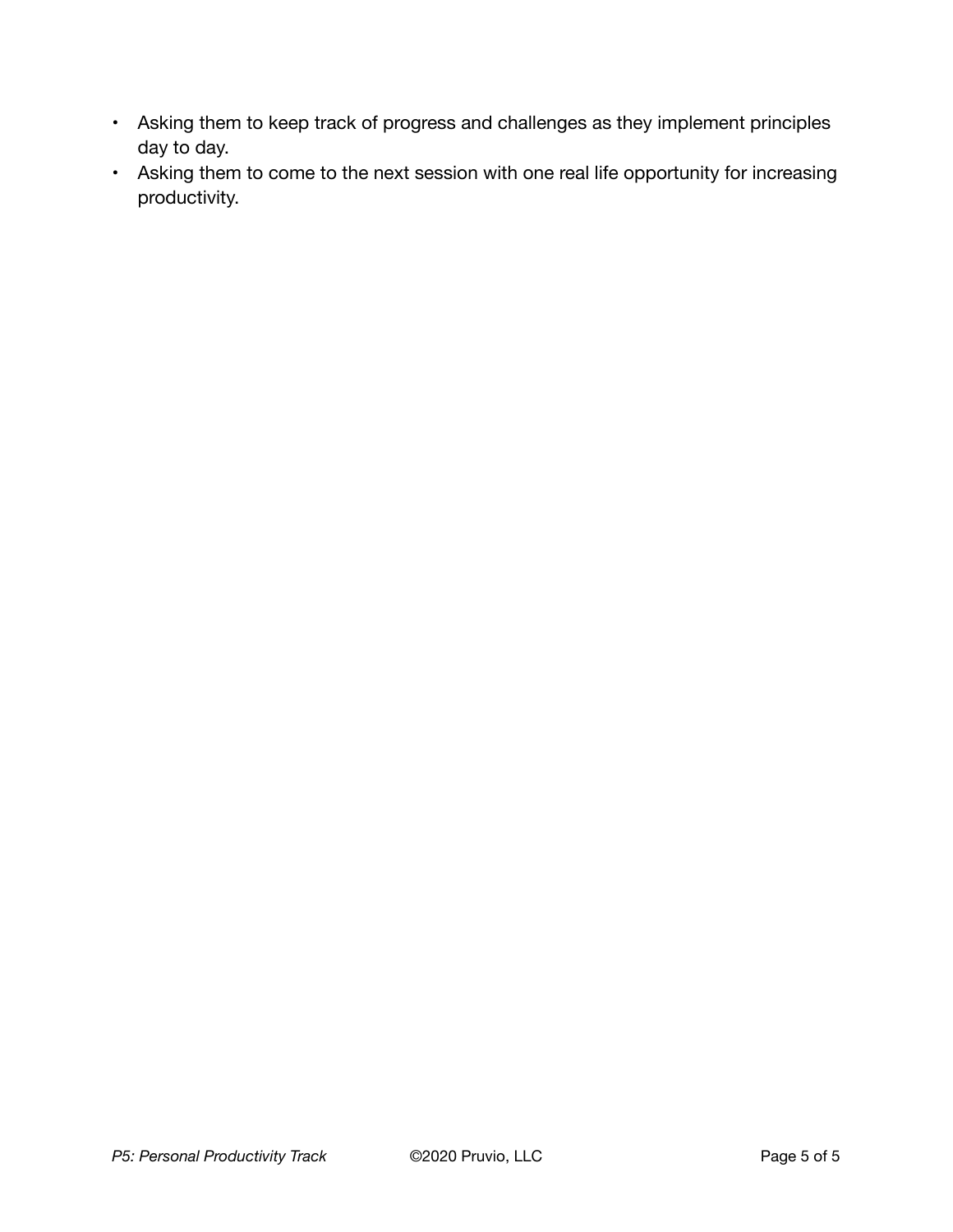- Asking them to keep track of progress and challenges as they implement principles day to day.
- Asking them to come to the next session with one real life opportunity for increasing productivity.